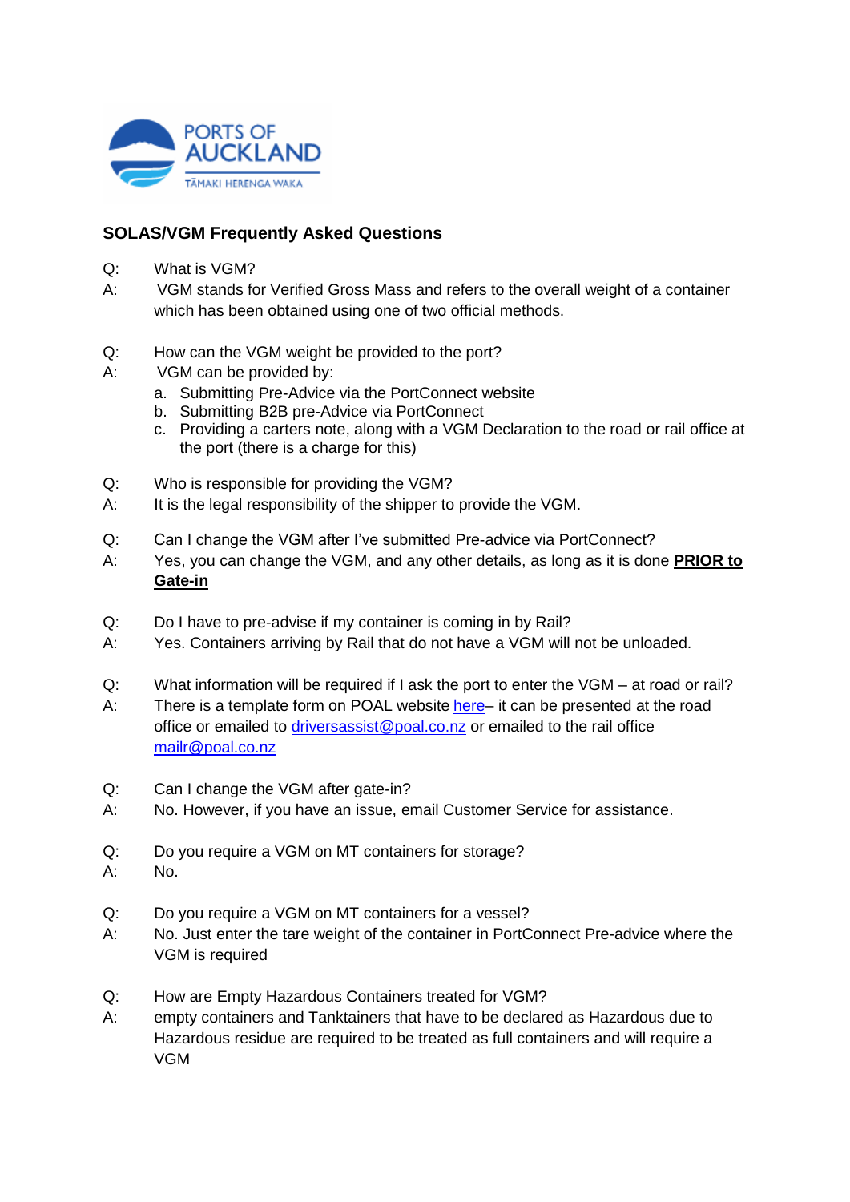PORTS OF AUCKLAND
TĀMAKI HERENGA WAKA

## SOLAS/VGM Frequently Asked Questions

Q: What is VGM?
A: VGM stands for Verified Gross Mass and refers to the overall weight of a container which has been obtained using one of two official methods.

Q: How can the VGM weight be provided to the port?
A: VGM can be provided by:

a. Submitting Pre-Advice via the PortConnect website
b. Submitting B2B pre-Advice via PortConnect
c. Providing a carters note, along with a VGM Declaration to the road or rail office at the port (there is a charge for this)

Q: Who is responsible for providing the VGM?
A: It is the legal responsibility of the shipper to provide the VGM.

Q: Can I change the VGM after I've submitted Pre-advice via PortConnect?
A: Yes, you can change the VGM, and any other details, as long as it is done **PRIOR to Gate-in**

Q: Do I have to pre-advise if my container is coming in by Rail?
A: Yes. Containers arriving by Rail that do not have a VGM will not be unloaded.

Q: What information will be required if I ask the port to enter the VGM – at road or rail?
A: There is a template form on POAL website here– it can be presented at the road office or emailed to driversassist@poal.co.nz or emailed to the rail office mailr@poal.co.nz

Q: Can I change the VGM after gate-in?
A: No. However, if you have an issue, email Customer Service for assistance.

Q: Do you require a VGM on MT containers for storage?
A: No.

Q: Do you require a VGM on MT containers for a vessel?
A: No. Just enter the tare weight of the container in PortConnect Pre-advice where the VGM is required

Q: How are Empty Hazardous Containers treated for VGM?
A: empty containers and Tanktainers that have to be declared as Hazardous due to Hazardous residue are required to be treated as full containers and will require a VGM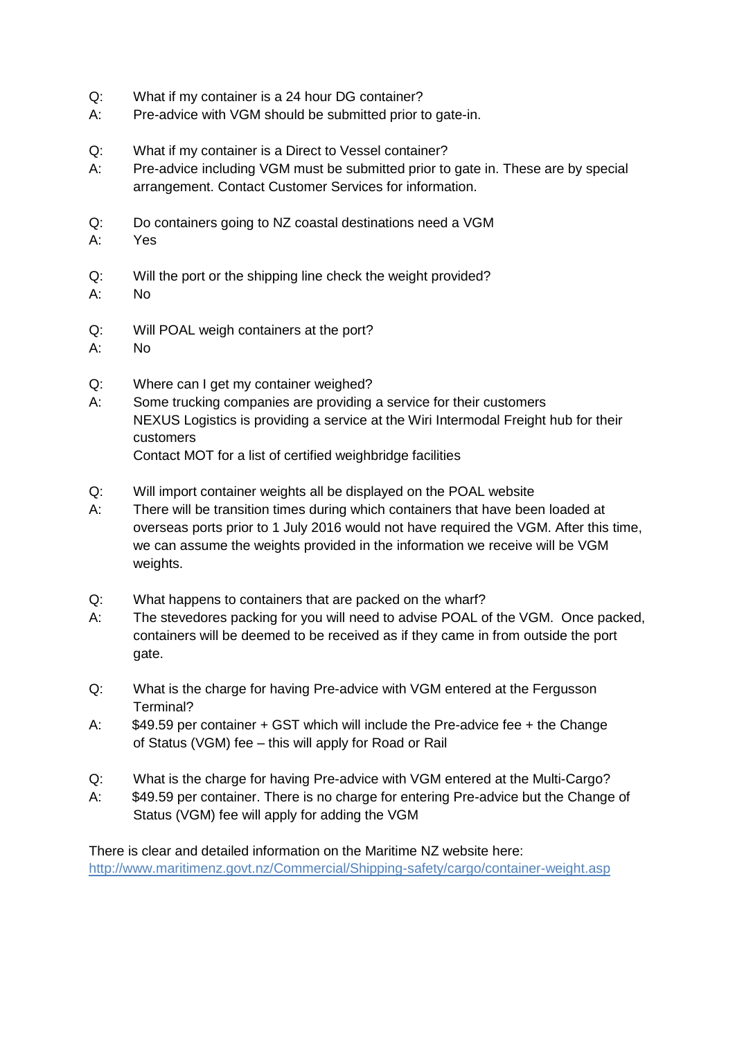Q: What if my container is a 24 hour DG container?
A: Pre-advice with VGM should be submitted prior to gate-in.

Q: What if my container is a Direct to Vessel container?
A: Pre-advice including VGM must be submitted prior to gate in. These are by special arrangement. Contact Customer Services for information.

Q: Do containers going to NZ coastal destinations need a VGM
A: Yes

Q: Will the port or the shipping line check the weight provided?
A: No

Q: Will POAL weigh containers at the port?
A: No

Q: Where can I get my container weighed?
A: Some trucking companies are providing a service for their customers
NEXUS Logistics is providing a service at the Wiri Intermodal Freight hub for their customers
Contact MOT for a list of certified weighbridge facilities

Q: Will import container weights all be displayed on the POAL website
A: There will be transition times during which containers that have been loaded at overseas ports prior to 1 July 2016 would not have required the VGM. After this time, we can assume the weights provided in the information we receive will be VGM weights.

Q: What happens to containers that are packed on the wharf?
A: The stevedores packing for you will need to advise POAL of the VGM. Once packed, containers will be deemed to be received as if they came in from outside the port gate.

Q: What is the charge for having Pre-advice with VGM entered at the Fergusson Terminal?
A: $49.59 per container + GST which will include the Pre-advice fee + the Change of Status (VGM) fee – this will apply for Road or Rail

Q: What is the charge for having Pre-advice with VGM entered at the Multi-Cargo?
A: $49.59 per container. There is no charge for entering Pre-advice but the Change of Status (VGM) fee will apply for adding the VGM

There is clear and detailed information on the Maritime NZ website here:
http://www.maritimenz.govt.nz/Commercial/Shipping-safety/cargo/container-weight.asp